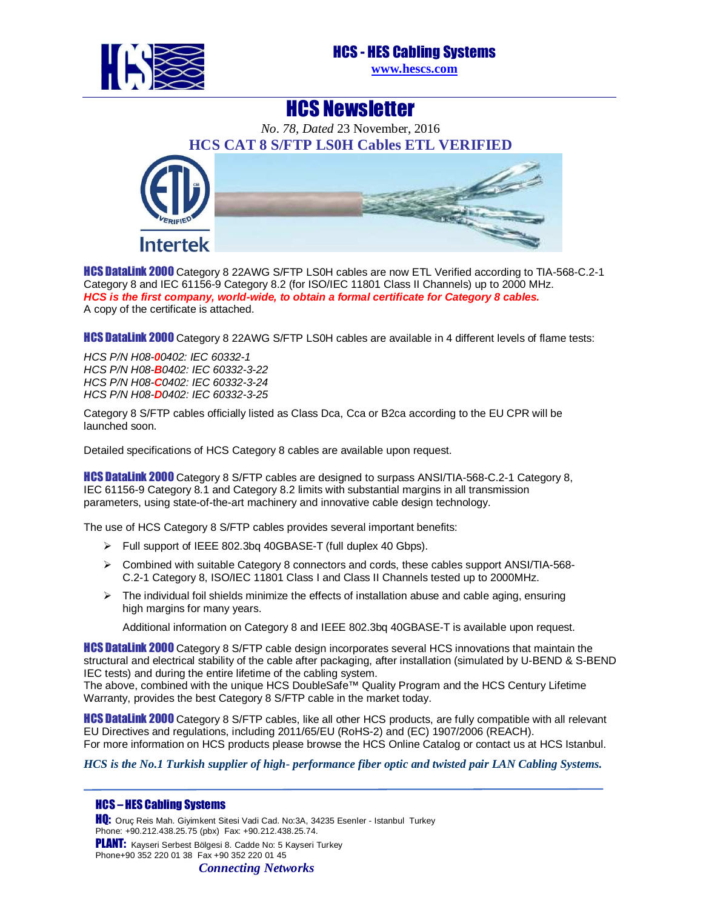# HCS - HES Cabling Systems

www.hescs.com

# HCS Newsletter

*No. 78, Dated* 23 November, 2016

## HCS CAT 8 S/FTP LS0H Cables ETL VERIFIED

**HCS DataLink 2000** Category 8 22AWG S/FTP LS0H cables are now ETL Verified according to TIA-568-C.2-1 Category 8 and IEC 61156-9 Category 8.2 (for ISO/IEC 11801 Class II Channels) up to 2000 MHz.
***HCS is the first company, world-wide, to obtain a formal certificate for Category 8 cables.***
A copy of the certificate is attached.

**HCS DataLink 2000** Category 8 22AWG S/FTP LS0H cables are available in 4 different levels of flame tests:

*HCS P/N H08-**0**0402: IEC 60332-1*
*HCS P/N H08-**B**0402: IEC 60332-3-22*
*HCS P/N H08-**C**0402: IEC 60332-3-24*
*HCS P/N H08-**D**0402: IEC 60332-3-25*

Category 8 S/FTP cables officially listed as Class Dca, Cca or B2ca according to the EU CPR will be launched soon.

Detailed specifications of HCS Category 8 cables are available upon request.

**HCS DataLink 2000** Category 8 S/FTP cables are designed to surpass ANSI/TIA-568-C.2-1 Category 8, IEC 61156-9 Category 8.1 and Category 8.2 limits with substantial margins in all transmission parameters, using state-of-the-art machinery and innovative cable design technology.

The use of HCS Category 8 S/FTP cables provides several important benefits:

- Full support of IEEE 802.3bq 40GBASE-T (full duplex 40 Gbps).
- Combined with suitable Category 8 connectors and cords, these cables support ANSI/TIA-568-C.2-1 Category 8, ISO/IEC 11801 Class I and Class II Channels tested up to 2000MHz.
- The individual foil shields minimize the effects of installation abuse and cable aging, ensuring high margins for many years.

  Additional information on Category 8 and IEEE 802.3bq 40GBASE-T is available upon request.

**HCS DataLink 2000** Category 8 S/FTP cable design incorporates several HCS innovations that maintain the structural and electrical stability of the cable after packaging, after installation (simulated by U-BEND & S-BEND IEC tests) and during the entire lifetime of the cabling system.
The above, combined with the unique HCS DoubleSafe™ Quality Program and the HCS Century Lifetime Warranty, provides the best Category 8 S/FTP cable in the market today.

**HCS DataLink 2000** Category 8 S/FTP cables, like all other HCS products, are fully compatible with all relevant EU Directives and regulations, including 2011/65/EU (RoHS-2) and (EC) 1907/2006 (REACH).
For more information on HCS products please browse the HCS Online Catalog or contact us at HCS Istanbul.

***HCS is the No.1 Turkish supplier of high- performance fiber optic and twisted pair LAN Cabling Systems.***

**HCS – HES Cabling Systems**

**HQ:** Oruç Reis Mah. Giyimkent Sitesi Vadi Cad. No:3A, 34235 Esenler - Istanbul Turkey
Phone: +90.212.438.25.75 (pbx) Fax: +90.212.438.25.74.

**PLANT:** Kayseri Serbest Bölgesi 8. Cadde No: 5 Kayseri Turkey
Phone+90 352 220 01 38 Fax +90 352 220 01 45

***Connecting Networks***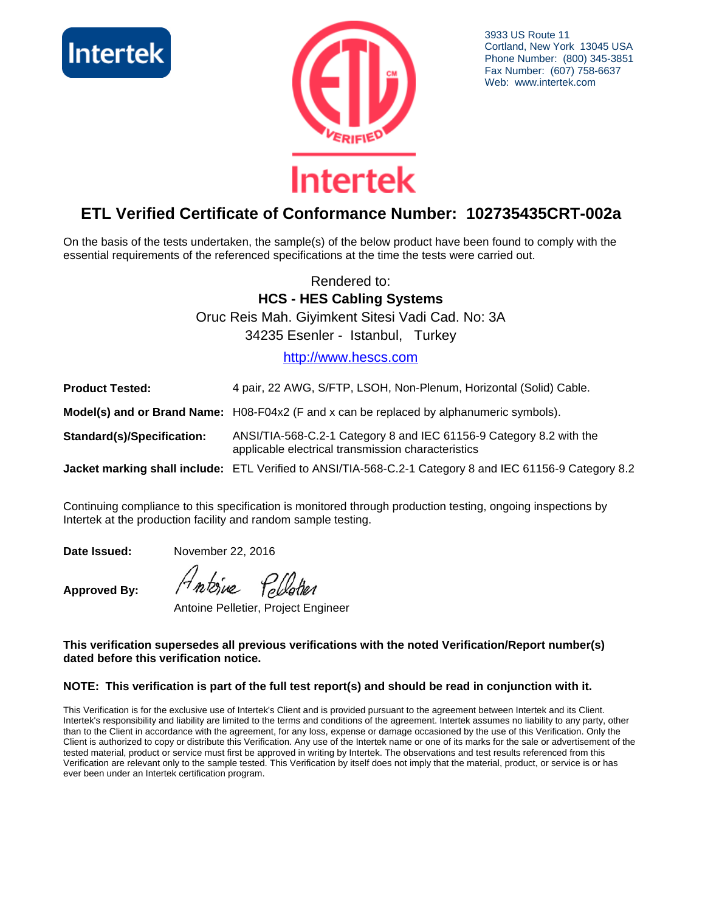Intertek

Intertek

3933 US Route 11
Cortland, New York 13045 USA
Phone Number: (800) 345-3851
Fax Number: (607) 758-6637
Web: www.intertek.com

# ETL Verified Certificate of Conformance Number: 102735435CRT-002a

On the basis of the tests undertaken, the sample(s) of the below product have been found to comply with the essential requirements of the referenced specifications at the time the tests were carried out.

Rendered to:
**HCS - HES Cabling Systems**
Oruc Reis Mah. Giyimkent Sitesi Vadi Cad. No: 3A
34235 Esenler - Istanbul, Turkey
http://www.hescs.com

| | |
|---|---|
| **Product Tested:** | 4 pair, 22 AWG, S/FTP, LSOH, Non-Plenum, Horizontal (Solid) Cable. |
| **Model(s) and or Brand Name:** | H08-F04x2 (F and x can be replaced by alphanumeric symbols). |
| **Standard(s)/Specification:** | ANSI/TIA-568-C.2-1 Category 8 and IEC 61156-9 Category 8.2 with the applicable electrical transmission characteristics |
| **Jacket marking shall include:** | ETL Verified to ANSI/TIA-568-C.2-1 Category 8 and IEC 61156-9 Category 8.2 |

Continuing compliance to this specification is monitored through production testing, ongoing inspections by Intertek at the production facility and random sample testing.

**Date Issued:** November 22, 2016

**Approved By:** Antoine Pelletier
Antoine Pelletier, Project Engineer

**This verification supersedes all previous verifications with the noted Verification/Report number(s) dated before this verification notice.**

**NOTE: This verification is part of the full test report(s) and should be read in conjunction with it.**

This Verification is for the exclusive use of Intertek's Client and is provided pursuant to the agreement between Intertek and its Client. Intertek's responsibility and liability are limited to the terms and conditions of the agreement. Intertek assumes no liability to any party, other than to the Client in accordance with the agreement, for any loss, expense or damage occasioned by the use of this Verification. Only the Client is authorized to copy or distribute this Verification. Any use of the Intertek name or one of its marks for the sale or advertisement of the tested material, product or service must first be approved in writing by Intertek. The observations and test results referenced from this Verification are relevant only to the sample tested. This Verification by itself does not imply that the material, product, or service is or has ever been under an Intertek certification program.